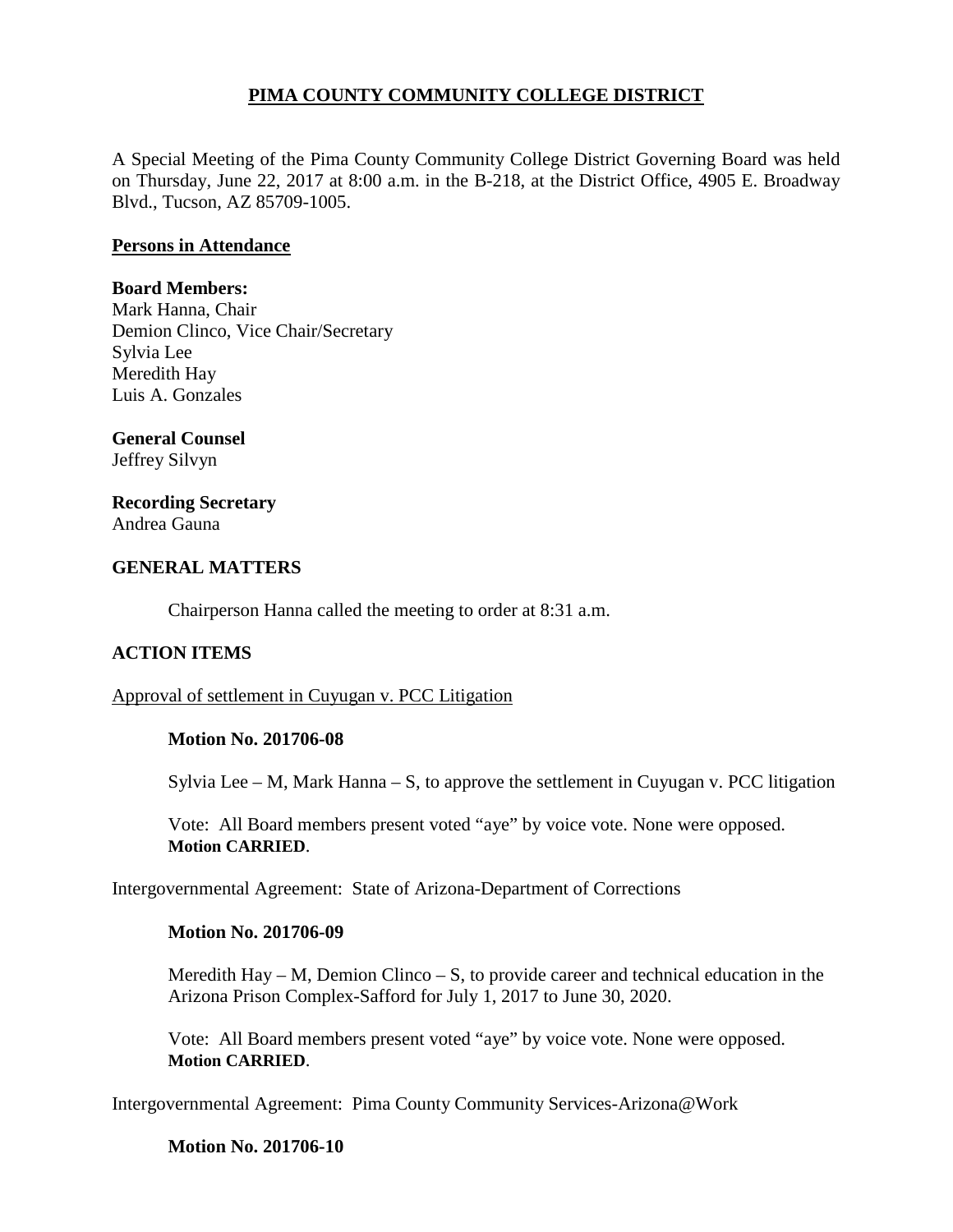# PIMA COUNTY COMMUNITY COLLEGE DISTRICT

A Special Meeting of the Pima County Community College District Governing Board was held on Thursday, June 22, 2017 at 8:00 a.m. in the B-218, at the District Office, 4905 E. Broadway Blvd., Tucson, AZ 85709-1005.

## Persons in Attendance

**Board Members:**
Mark Hanna, Chair
Demion Clinco, Vice Chair/Secretary
Sylvia Lee
Meredith Hay
Luis A. Gonzales

**General Counsel**
Jeffrey Silvyn

**Recording Secretary**
Andrea Gauna

## GENERAL MATTERS

Chairperson Hanna called the meeting to order at 8:31 a.m.

## ACTION ITEMS

Approval of settlement in Cuyugan v. PCC Litigation

**Motion No. 201706-08**

Sylvia Lee – M, Mark Hanna – S, to approve the settlement in Cuyugan v. PCC litigation

Vote: All Board members present voted "aye" by voice vote. None were opposed. **Motion CARRIED**.

Intergovernmental Agreement: State of Arizona-Department of Corrections

**Motion No. 201706-09**

Meredith Hay – M, Demion Clinco – S, to provide career and technical education in the Arizona Prison Complex-Safford for July 1, 2017 to June 30, 2020.

Vote: All Board members present voted "aye" by voice vote. None were opposed. **Motion CARRIED**.

Intergovernmental Agreement: Pima County Community Services-Arizona@Work

**Motion No. 201706-10**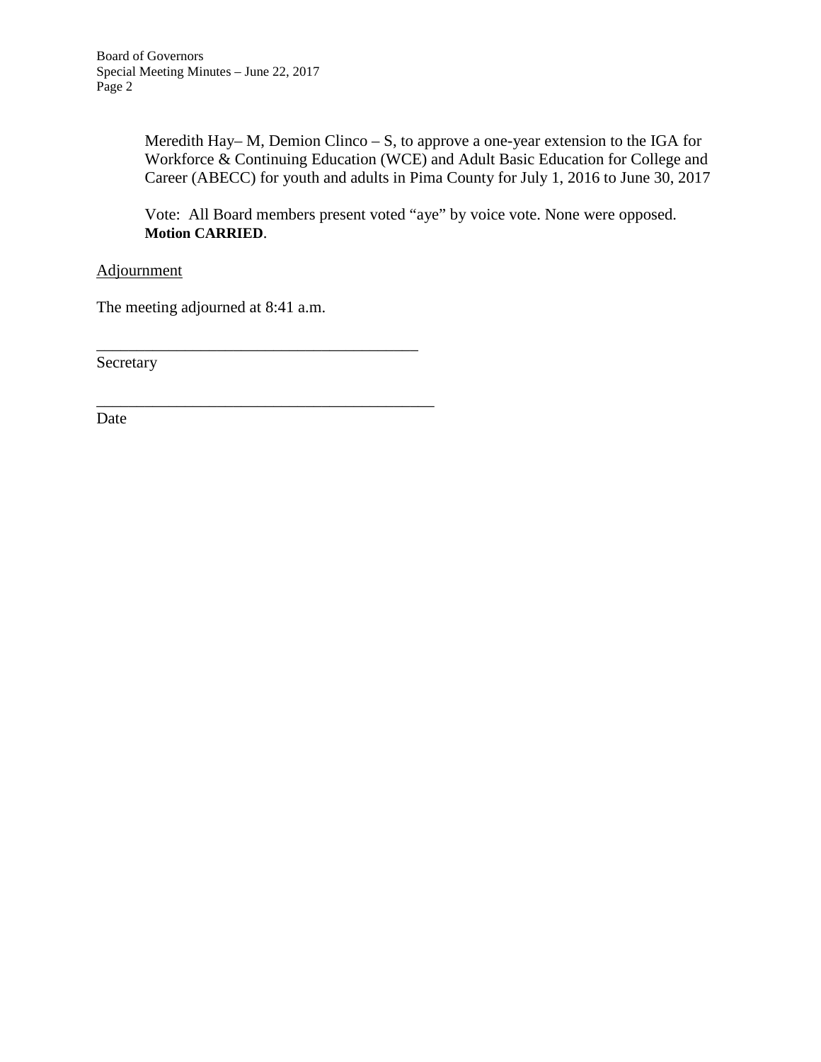Meredith Hay– M, Demion Clinco – S, to approve a one-year extension to the IGA for Workforce & Continuing Education (WCE) and Adult Basic Education for College and Career (ABECC) for youth and adults in Pima County for July 1, 2016 to June 30, 2017

Vote: All Board members present voted "aye" by voice vote. None were opposed. **Motion CARRIED**.

Adjournment

The meeting adjourned at 8:41 a.m.

_________________________________________
Secretary

___________________________________________
Date